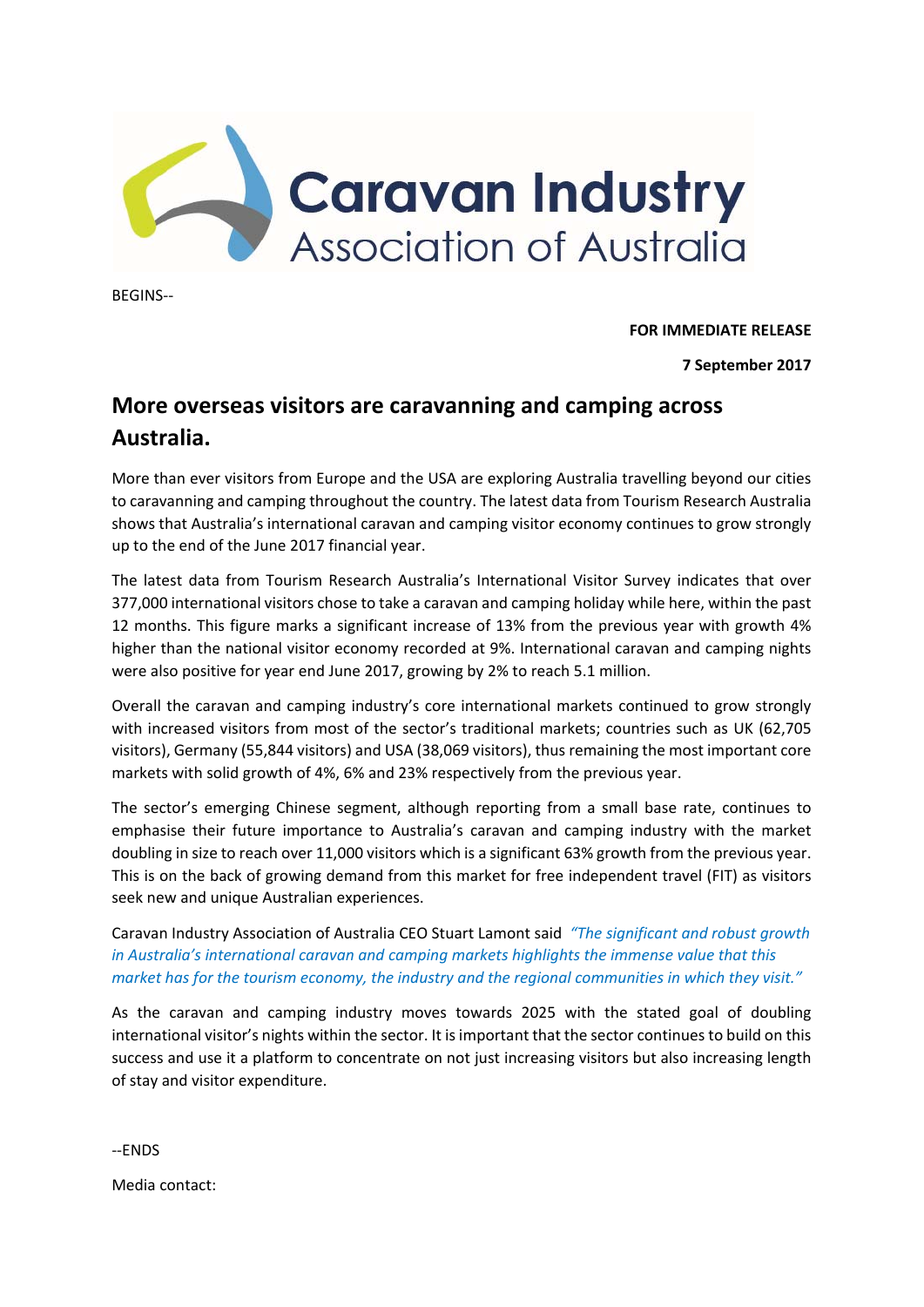BEGINS--

**FOR IMMEDIATE RELEASE**

**7 September 2017**

# More overseas visitors are caravanning and camping across Australia.

More than ever visitors from Europe and the USA are exploring Australia travelling beyond our cities to caravanning and camping throughout the country. The latest data from Tourism Research Australia shows that Australia's international caravan and camping visitor economy continues to grow strongly up to the end of the June 2017 financial year.

The latest data from Tourism Research Australia's International Visitor Survey indicates that over 377,000 international visitors chose to take a caravan and camping holiday while here, within the past 12 months. This figure marks a significant increase of 13% from the previous year with growth 4% higher than the national visitor economy recorded at 9%. International caravan and camping nights were also positive for year end June 2017, growing by 2% to reach 5.1 million.

Overall the caravan and camping industry's core international markets continued to grow strongly with increased visitors from most of the sector's traditional markets; countries such as UK (62,705 visitors), Germany (55,844 visitors) and USA (38,069 visitors), thus remaining the most important core markets with solid growth of 4%, 6% and 23% respectively from the previous year.

The sector's emerging Chinese segment, although reporting from a small base rate, continues to emphasise their future importance to Australia's caravan and camping industry with the market doubling in size to reach over 11,000 visitors which is a significant 63% growth from the previous year. This is on the back of growing demand from this market for free independent travel (FIT) as visitors seek new and unique Australian experiences.

Caravan Industry Association of Australia CEO Stuart Lamont said *"The significant and robust growth in Australia's international caravan and camping markets highlights the immense value that this market has for the tourism economy, the industry and the regional communities in which they visit."*

As the caravan and camping industry moves towards 2025 with the stated goal of doubling international visitor's nights within the sector. It is important that the sector continues to build on this success and use it a platform to concentrate on not just increasing visitors but also increasing length of stay and visitor expenditure.

--ENDS

Media contact: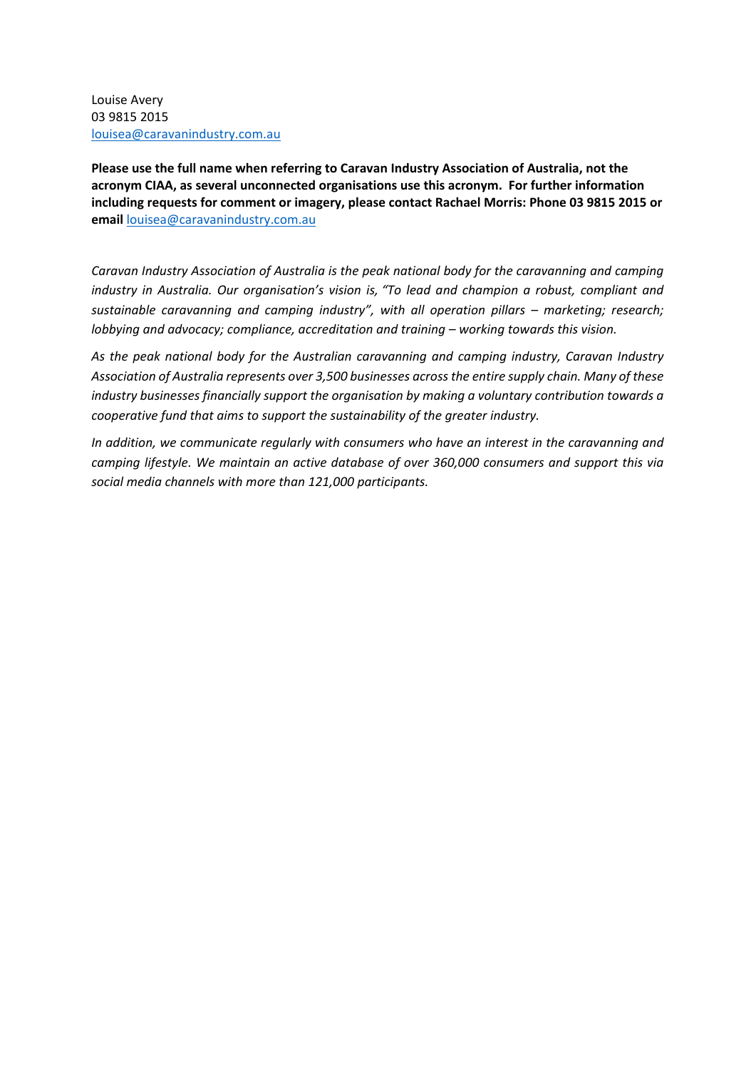Louise Avery  
03 9815 2015  
[louisea@caravanindustry.com.au](mailto:louisea@caravanindustry.com.au)

**Please use the full name when referring to Caravan Industry Association of Australia, not the acronym CIAA, as several unconnected organisations use this acronym. For further information including requests for comment or imagery, please contact Rachael Morris: Phone 03 9815 2015 or email** [louisea@caravanindustry.com.au](mailto:louisea@caravanindustry.com.au)

*Caravan Industry Association of Australia is the peak national body for the caravanning and camping industry in Australia. Our organisation's vision is, "To lead and champion a robust, compliant and sustainable caravanning and camping industry", with all operation pillars – marketing; research; lobbying and advocacy; compliance, accreditation and training – working towards this vision.*

*As the peak national body for the Australian caravanning and camping industry, Caravan Industry Association of Australia represents over 3,500 businesses across the entire supply chain. Many of these industry businesses financially support the organisation by making a voluntary contribution towards a cooperative fund that aims to support the sustainability of the greater industry.*

*In addition, we communicate regularly with consumers who have an interest in the caravanning and camping lifestyle. We maintain an active database of over 360,000 consumers and support this via social media channels with more than 121,000 participants.*